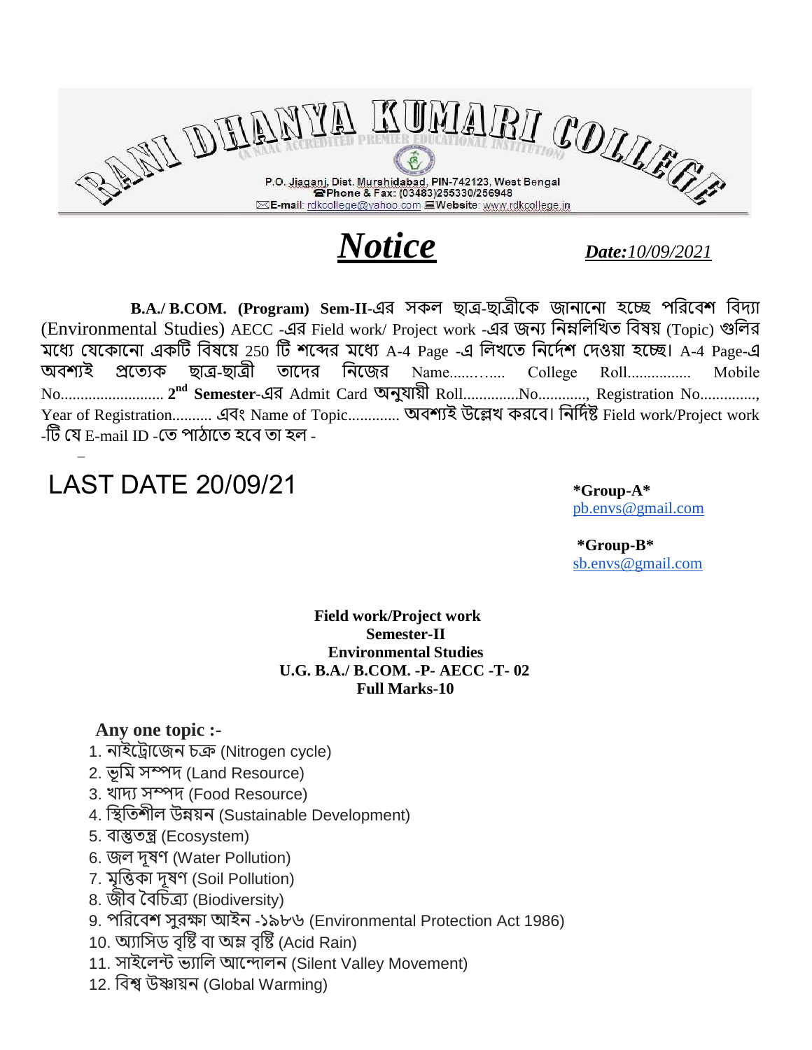# RANI DHANYA KUMARI COLLEGE

(A NAAC ACCREDITED PREMIER EDUCATIONAL INSTITUTION)

P.O. Jiaganj, Dist. Murshidabad, PIN-742123, West Bengal
Phone & Fax: (03483)255330/256948
E-mail: rdkcollege@yahoo.com Website: www.rdkcollege.in

# ***Notice***

***Date:**10/09/2021*

**B.A./ B.COM. (Program) Sem-II**-এর সকল ছাত্র-ছাত্রীকে জানানো হচ্ছে পরিবেশ বিদ্যা (Environmental Studies) AECC -এর Field work/ Project work -এর জন্য নিম্নলিখিত বিষয় (Topic) গুলির মধ্যে যেকোনো একটি বিষয়ে 250 টি শব্দের মধ্যে A-4 Page -এ লিখতে নির্দেশ দেওয়া হচ্ছে। A-4 Page-এ অবশ্যই প্রত্যেক ছাত্র-ছাত্রী তাদের নিজের Name......….. College Roll................ Mobile No.......................... **2nd Semester**-এর Admit Card অনুযায়ী Roll..............No............, Registration No.............., Year of Registration.......... এবং Name of Topic............. অবশ্যই উল্লেখ করবে। নির্দিষ্ট Field work/Project work -টি যে E-mail ID -তে পাঠাতে হবে তা হল -

LAST DATE 20/09/21

**\*Group-A\***
pb.envs@gmail.com

**\*Group-B\***
sb.envs@gmail.com

**Field work/Project work**
**Semester-II**
**Environmental Studies**
**U.G. B.A./ B.COM. -P- AECC -T- 02**
**Full Marks-10**

**Any one topic :-**

1. নাইট্রোজেন চক্র (Nitrogen cycle)
2. ভূমি সম্পদ (Land Resource)
3. খাদ্য সম্পদ (Food Resource)
4. স্থিতিশীল উন্নয়ন (Sustainable Development)
5. বাস্তুতন্ত্র (Ecosystem)
6. জল দূষণ (Water Pollution)
7. মৃত্তিকা দূষণ (Soil Pollution)
8. জীব বৈচিত্র্য (Biodiversity)
9. পরিবেশ সুরক্ষা আইন -১৯৮৬ (Environmental Protection Act 1986)
10. অ্যাসিড বৃষ্টি বা অম্ল বৃষ্টি (Acid Rain)
11. সাইলেন্ট ভ্যালি আন্দোলন (Silent Valley Movement)
12. বিশ্ব উষ্ণায়ন (Global Warming)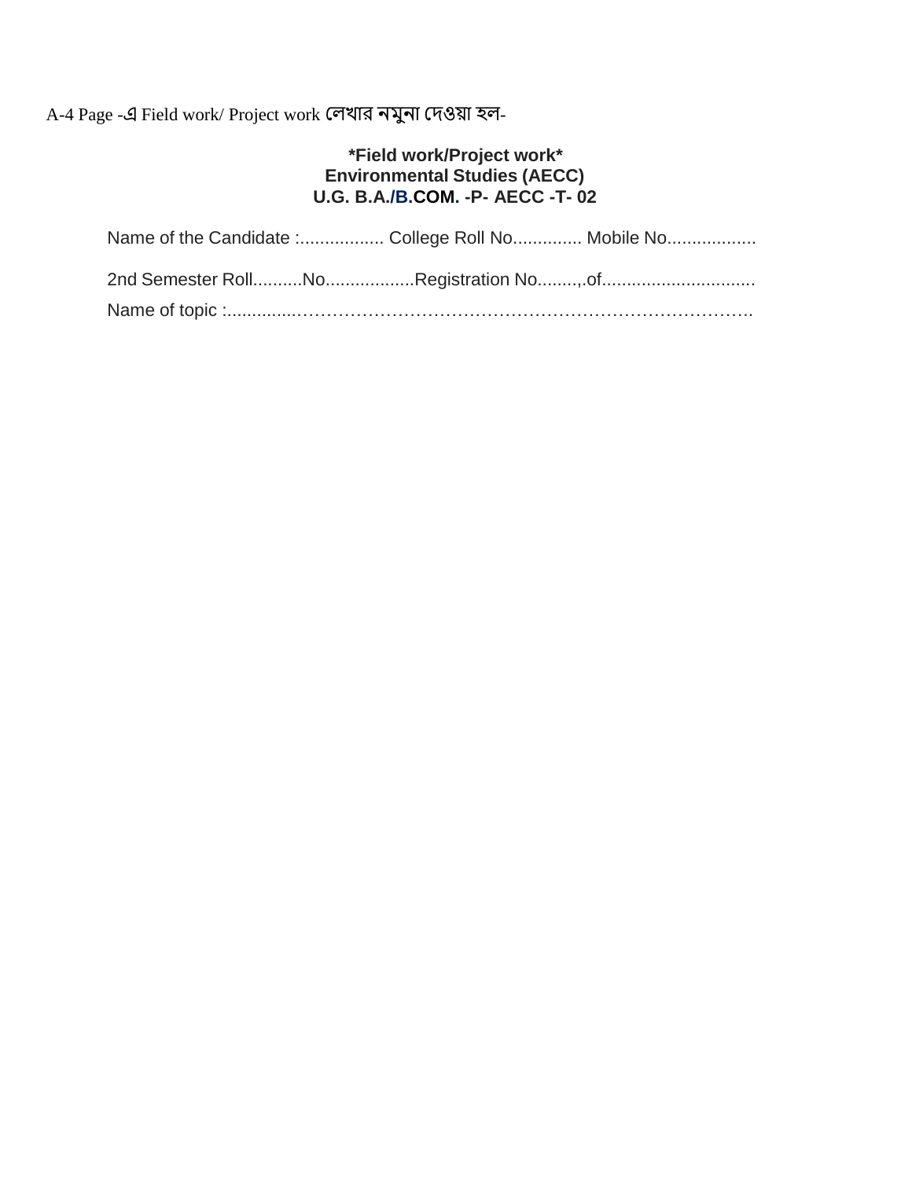A-4 Page -এ Field work/ Project work লেখার নমুনা দেওয়া হল-

**\*Field work/Project work\***
**Environmental Studies (AECC)**
**U.G. B.A./B.COM. -P- AECC -T- 02**

Name of the Candidate :................. College Roll No.............. Mobile No..................

2nd Semester Roll..........No..................Registration No........,.of...............................

Name of topic :..............……………………………………………………………………….